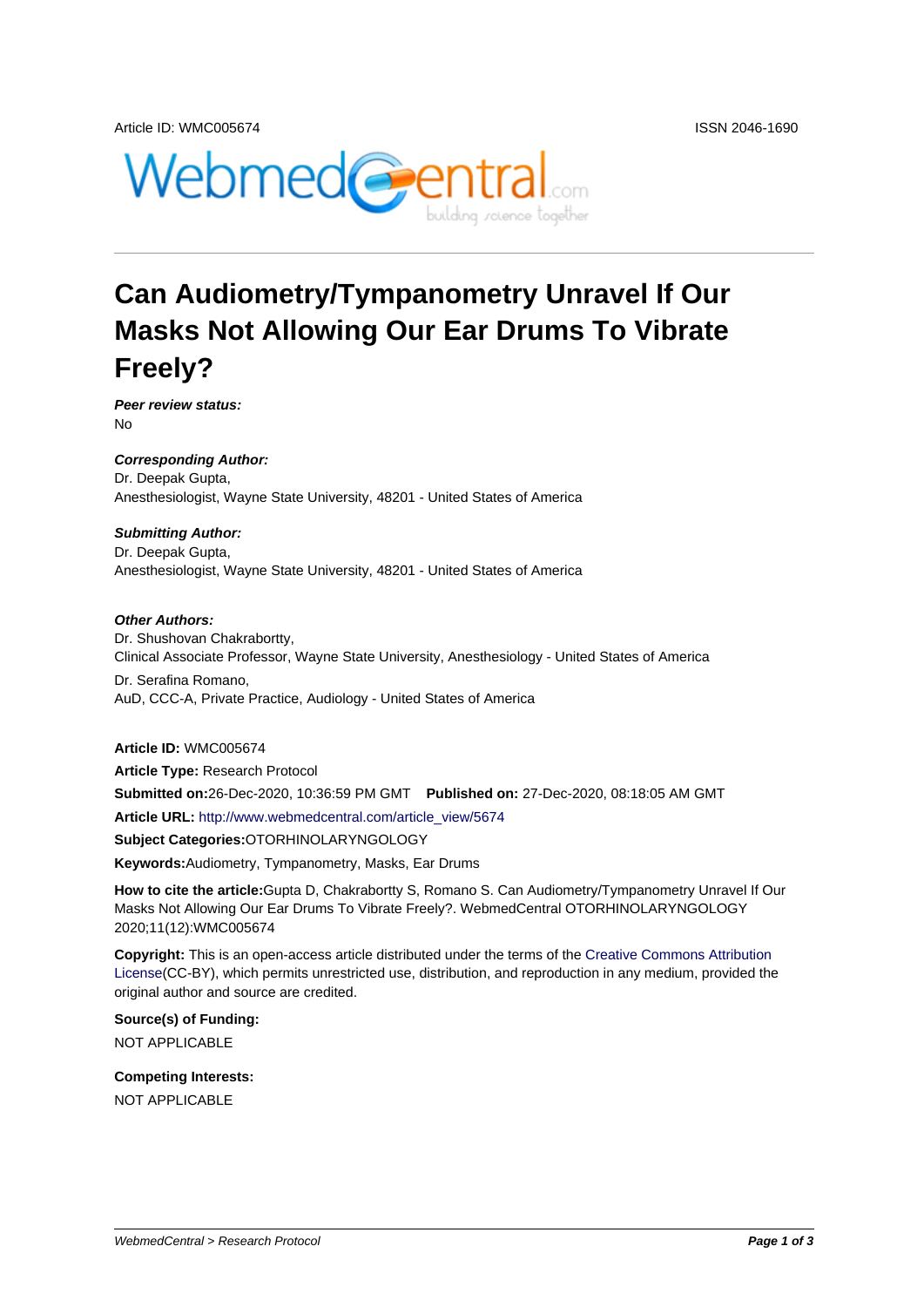Article ID: WMC005674 ISSN 2046-1690

# Can Audiometry/Tympanometry Unravel If Our Masks Not Allowing Our Ear Drums To Vibrate Freely?

***Peer review status:***
No

***Corresponding Author:***
Dr. Deepak Gupta,
Anesthesiologist, Wayne State University, 48201 - United States of America

***Submitting Author:***
Dr. Deepak Gupta,
Anesthesiologist, Wayne State University, 48201 - United States of America

***Other Authors:***
Dr. Shushovan Chakrabortty,
Clinical Associate Professor, Wayne State University, Anesthesiology - United States of America

Dr. Serafina Romano,
AuD, CCC-A, Private Practice, Audiology - United States of America

**Article ID:** WMC005674

**Article Type:** Research Protocol

**Submitted on:**26-Dec-2020, 10:36:59 PM GMT **Published on:** 27-Dec-2020, 08:18:05 AM GMT

**Article URL:** http://www.webmedcentral.com/article_view/5674

**Subject Categories:**OTORHINOLARYNGOLOGY

**Keywords:**Audiometry, Tympanometry, Masks, Ear Drums

**How to cite the article:**Gupta D, Chakrabortty S, Romano S. Can Audiometry/Tympanometry Unravel If Our Masks Not Allowing Our Ear Drums To Vibrate Freely?. WebmedCentral OTORHINOLARYNGOLOGY 2020;11(12):WMC005674

**Copyright:** This is an open-access article distributed under the terms of the Creative Commons Attribution License(CC-BY), which permits unrestricted use, distribution, and reproduction in any medium, provided the original author and source are credited.

**Source(s) of Funding:**

NOT APPLICABLE

**Competing Interests:**

NOT APPLICABLE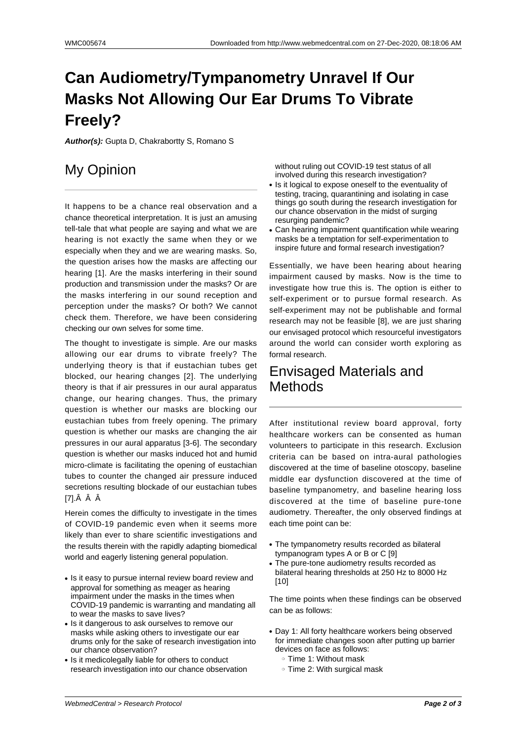# Can Audiometry/Tympanometry Unravel If Our Masks Not Allowing Our Ear Drums To Vibrate Freely?

***Author(s):*** Gupta D, Chakrabortty S, Romano S

## My Opinion

It happens to be a chance real observation and a chance theoretical interpretation. It is just an amusing tell-tale that what people are saying and what we are hearing is not exactly the same when they or we especially when they and we are wearing masks. So, the question arises how the masks are affecting our hearing [1]. Are the masks interfering in their sound production and transmission under the masks? Or are the masks interfering in our sound reception and perception under the masks? Or both? We cannot check them. Therefore, we have been considering checking our own selves for some time.

The thought to investigate is simple. Are our masks allowing our ear drums to vibrate freely? The underlying theory is that if eustachian tubes get blocked, our hearing changes [2]. The underlying theory is that if air pressures in our aural apparatus change, our hearing changes. Thus, the primary question is whether our masks are blocking our eustachian tubes from freely opening. The primary question is whether our masks are changing the air pressures in our aural apparatus [3-6]. The secondary question is whether our masks induced hot and humid micro-climate is facilitating the opening of eustachian tubes to counter the changed air pressure induced secretions resulting blockade of our eustachian tubes [7].Â Â Â

Herein comes the difficulty to investigate in the times of COVID-19 pandemic even when it seems more likely than ever to share scientific investigations and the results therein with the rapidly adapting biomedical world and eagerly listening general population.

- Is it easy to pursue internal review board review and approval for something as meager as hearing impairment under the masks in the times when COVID-19 pandemic is warranting and mandating all to wear the masks to save lives?
- Is it dangerous to ask ourselves to remove our masks while asking others to investigate our ear drums only for the sake of research investigation into our chance observation?
- Is it medicolegally liable for others to conduct research investigation into our chance observation without ruling out COVID-19 test status of all involved during this research investigation?
- Is it logical to expose oneself to the eventuality of testing, tracing, quarantining and isolating in case things go south during the research investigation for our chance observation in the midst of surging resurging pandemic?
- Can hearing impairment quantification while wearing masks be a temptation for self-experimentation to inspire future and formal research investigation?

Essentially, we have been hearing about hearing impairment caused by masks. Now is the time to investigate how true this is. The option is either to self-experiment or to pursue formal research. As self-experiment may not be publishable and formal research may not be feasible [8], we are just sharing our envisaged protocol which resourceful investigators around the world can consider worth exploring as formal research.

## Envisaged Materials and Methods

After institutional review board approval, forty healthcare workers can be consented as human volunteers to participate in this research. Exclusion criteria can be based on intra-aural pathologies discovered at the time of baseline otoscopy, baseline middle ear dysfunction discovered at the time of baseline tympanometry, and baseline hearing loss discovered at the time of baseline pure-tone audiometry. Thereafter, the only observed findings at each time point can be:

- The tympanometry results recorded as bilateral tympanogram types A or B or C [9]
- The pure-tone audiometry results recorded as bilateral hearing thresholds at 250 Hz to 8000 Hz [10]

The time points when these findings can be observed can be as follows:

- Day 1: All forty healthcare workers being observed for immediate changes soon after putting up barrier devices on face as follows:
  - Time 1: Without mask
  - Time 2: With surgical mask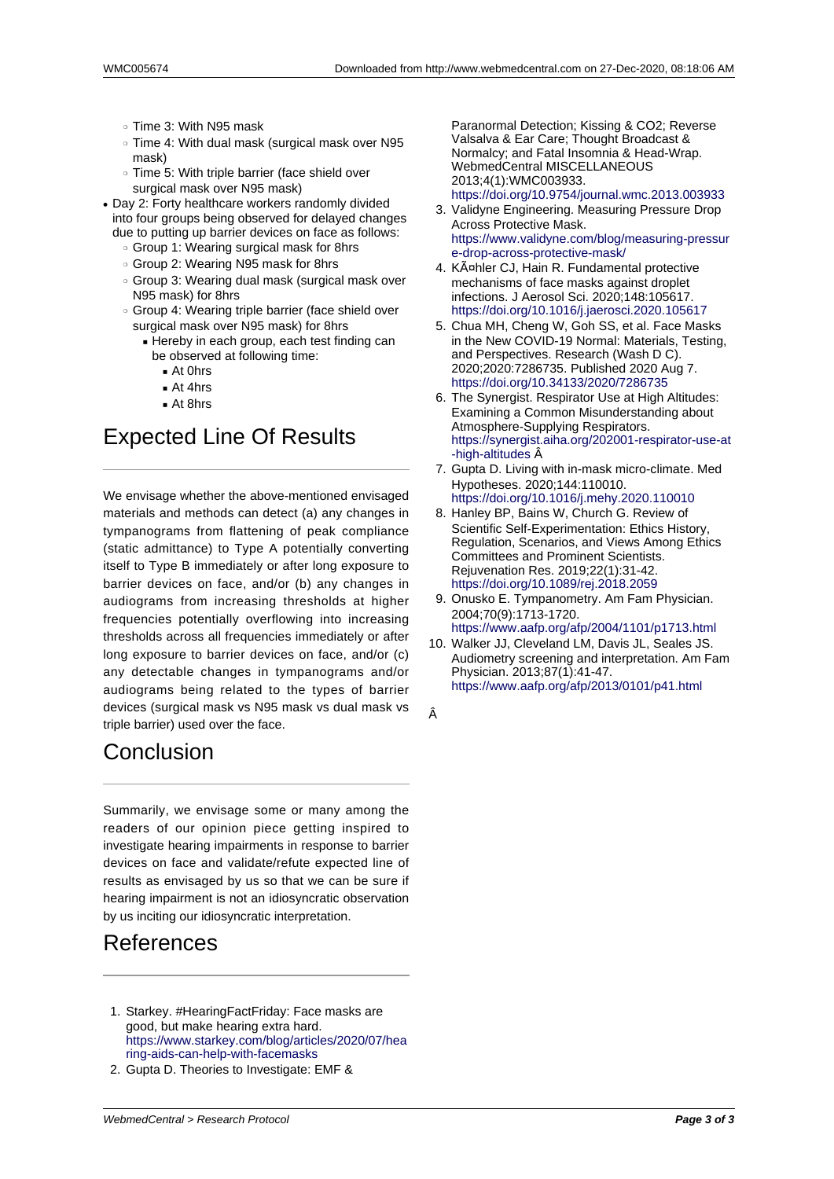- Time 3: With N95 mask
    - Time 4: With dual mask (surgical mask over N95 mask)
    - Time 5: With triple barrier (face shield over surgical mask over N95 mask)
- Day 2: Forty healthcare workers randomly divided into four groups being observed for delayed changes due to putting up barrier devices on face as follows:
    - Group 1: Wearing surgical mask for 8hrs
    - Group 2: Wearing N95 mask for 8hrs
    - Group 3: Wearing dual mask (surgical mask over N95 mask) for 8hrs
    - Group 4: Wearing triple barrier (face shield over surgical mask over N95 mask) for 8hrs
        - Hereby in each group, each test finding can be observed at following time:
            - At 0hrs
            - At 4hrs
            - At 8hrs

## Expected Line Of Results

We envisage whether the above-mentioned envisaged materials and methods can detect (a) any changes in tympanograms from flattening of peak compliance (static admittance) to Type A potentially converting itself to Type B immediately or after long exposure to barrier devices on face, and/or (b) any changes in audiograms from increasing thresholds at higher frequencies potentially overflowing into increasing thresholds across all frequencies immediately or after long exposure to barrier devices on face, and/or (c) any detectable changes in tympanograms and/or audiograms being related to the types of barrier devices (surgical mask vs N95 mask vs dual mask vs triple barrier) used over the face.

## Conclusion

Summarily, we envisage some or many among the readers of our opinion piece getting inspired to investigate hearing impairments in response to barrier devices on face and validate/refute expected line of results as envisaged by us so that we can be sure if hearing impairment is not an idiosyncratic observation by us inciting our idiosyncratic interpretation.

## References

1. Starkey. #HearingFactFriday: Face masks are good, but make hearing extra hard. https://www.starkey.com/blog/articles/2020/07/hearing-aids-can-help-with-facemasks
2. Gupta D. Theories to Investigate: EMF & Paranormal Detection; Kissing & CO2; Reverse Valsalva & Ear Care; Thought Broadcast & Normalcy; and Fatal Insomnia & Head-Wrap. WebmedCentral MISCELLANEOUS 2013;4(1):WMC003933. https://doi.org/10.9754/journal.wmc.2013.003933
3. Validyne Engineering. Measuring Pressure Drop Across Protective Mask. https://www.validyne.com/blog/measuring-pressure-drop-across-protective-mask/
4. KÃ¤hler CJ, Hain R. Fundamental protective mechanisms of face masks against droplet infections. J Aerosol Sci. 2020;148:105617. https://doi.org/10.1016/j.jaerosci.2020.105617
5. Chua MH, Cheng W, Goh SS, et al. Face Masks in the New COVID-19 Normal: Materials, Testing, and Perspectives. Research (Wash D C). 2020;2020:7286735. Published 2020 Aug 7. https://doi.org/10.34133/2020/7286735
6. The Synergist. Respirator Use at High Altitudes: Examining a Common Misunderstanding about Atmosphere-Supplying Respirators. https://synergist.aiha.org/202001-respirator-use-at-high-altitudes Â
7. Gupta D. Living with in-mask micro-climate. Med Hypotheses. 2020;144:110010. https://doi.org/10.1016/j.mehy.2020.110010
8. Hanley BP, Bains W, Church G. Review of Scientific Self-Experimentation: Ethics History, Regulation, Scenarios, and Views Among Ethics Committees and Prominent Scientists. Rejuvenation Res. 2019;22(1):31-42. https://doi.org/10.1089/rej.2018.2059
9. Onusko E. Tympanometry. Am Fam Physician. 2004;70(9):1713-1720. https://www.aafp.org/afp/2004/1101/p1713.html
10. Walker JJ, Cleveland LM, Davis JL, Seales JS. Audiometry screening and interpretation. Am Fam Physician. 2013;87(1):41-47. https://www.aafp.org/afp/2013/0101/p41.html

Â